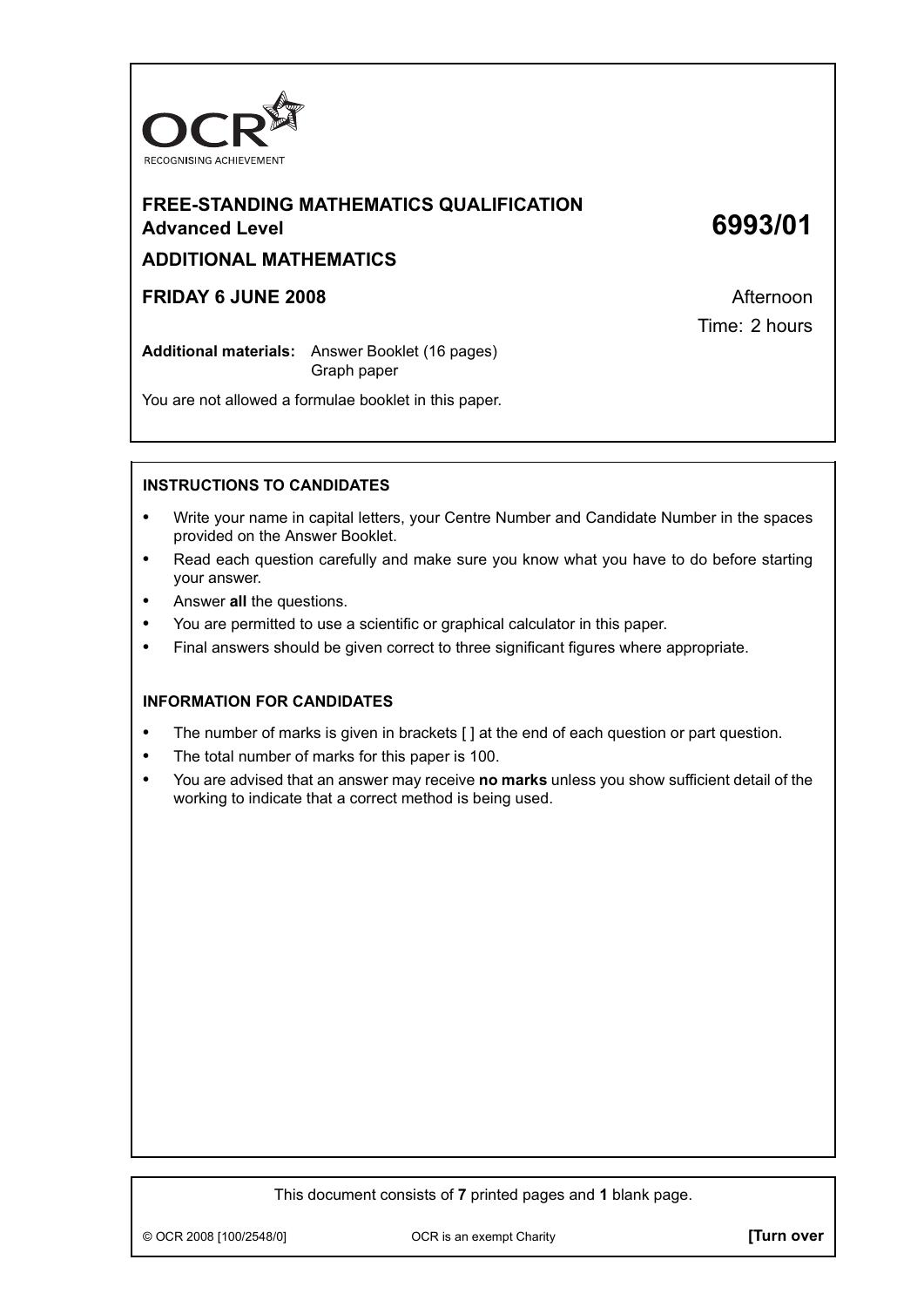OCR
RECOGNISING ACHIEVEMENT

# FREE-STANDING MATHEMATICS QUALIFICATION
## Advanced Level

# 6993/01

## ADDITIONAL MATHEMATICS

**FRIDAY 6 JUNE 2008**

Afternoon

Time: 2 hours

**Additional materials:** Answer Booklet (16 pages)
Graph paper

You are not allowed a formulae booklet in this paper.

### INSTRUCTIONS TO CANDIDATES

- Write your name in capital letters, your Centre Number and Candidate Number in the spaces provided on the Answer Booklet.
- Read each question carefully and make sure you know what you have to do before starting your answer.
- Answer **all** the questions.
- You are permitted to use a scientific or graphical calculator in this paper.
- Final answers should be given correct to three significant figures where appropriate.

### INFORMATION FOR CANDIDATES

- The number of marks is given in brackets [ ] at the end of each question or part question.
- The total number of marks for this paper is 100.
- You are advised that an answer may receive **no marks** unless you show sufficient detail of the working to indicate that a correct method is being used.

This document consists of **7** printed pages and **1** blank page.

© OCR 2008 [100/2548/0] OCR is an exempt Charity **[Turn over**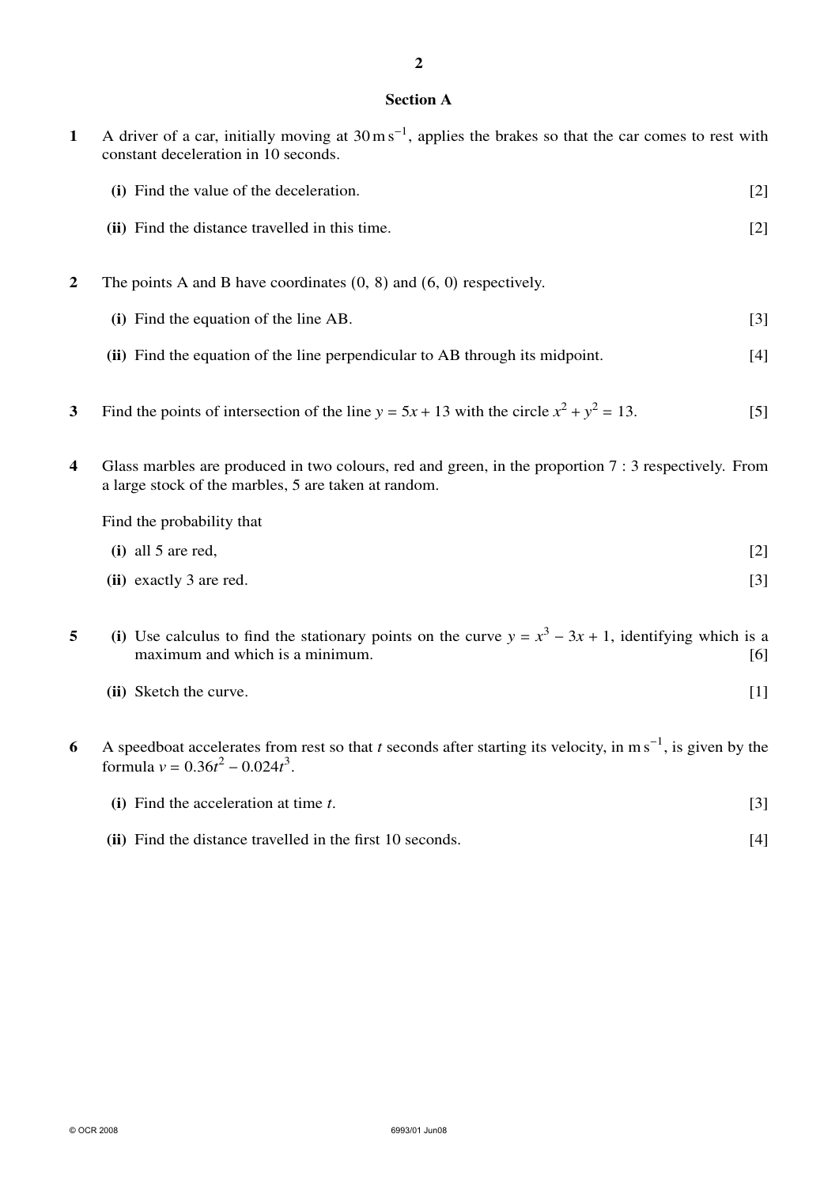## Section A

**1** A driver of a car, initially moving at $30\,\text{m}\,\text{s}^{-1}$, applies the brakes so that the car comes to rest with constant deceleration in 10 seconds.

**(i)** Find the value of the deceleration. [2]

**(ii)** Find the distance travelled in this time. [2]

**2** The points A and B have coordinates (0, 8) and (6, 0) respectively.

**(i)** Find the equation of the line AB. [3]

**(ii)** Find the equation of the line perpendicular to AB through its midpoint. [4]

**3** Find the points of intersection of the line $y = 5x + 13$ with the circle $x^2 + y^2 = 13$. [5]

**4** Glass marbles are produced in two colours, red and green, in the proportion 7 : 3 respectively. From a large stock of the marbles, 5 are taken at random.

Find the probability that

**(i)** all 5 are red, [2]

**(ii)** exactly 3 are red. [3]

**5** **(i)** Use calculus to find the stationary points on the curve $y = x^3 - 3x + 1$, identifying which is a maximum and which is a minimum. [6]

**(ii)** Sketch the curve. [1]

**6** A speedboat accelerates from rest so that $t$ seconds after starting its velocity, in $\text{m}\,\text{s}^{-1}$, is given by the formula $v = 0.36t^2 - 0.024t^3$.

**(i)** Find the acceleration at time $t$. [3]

**(ii)** Find the distance travelled in the first 10 seconds. [4]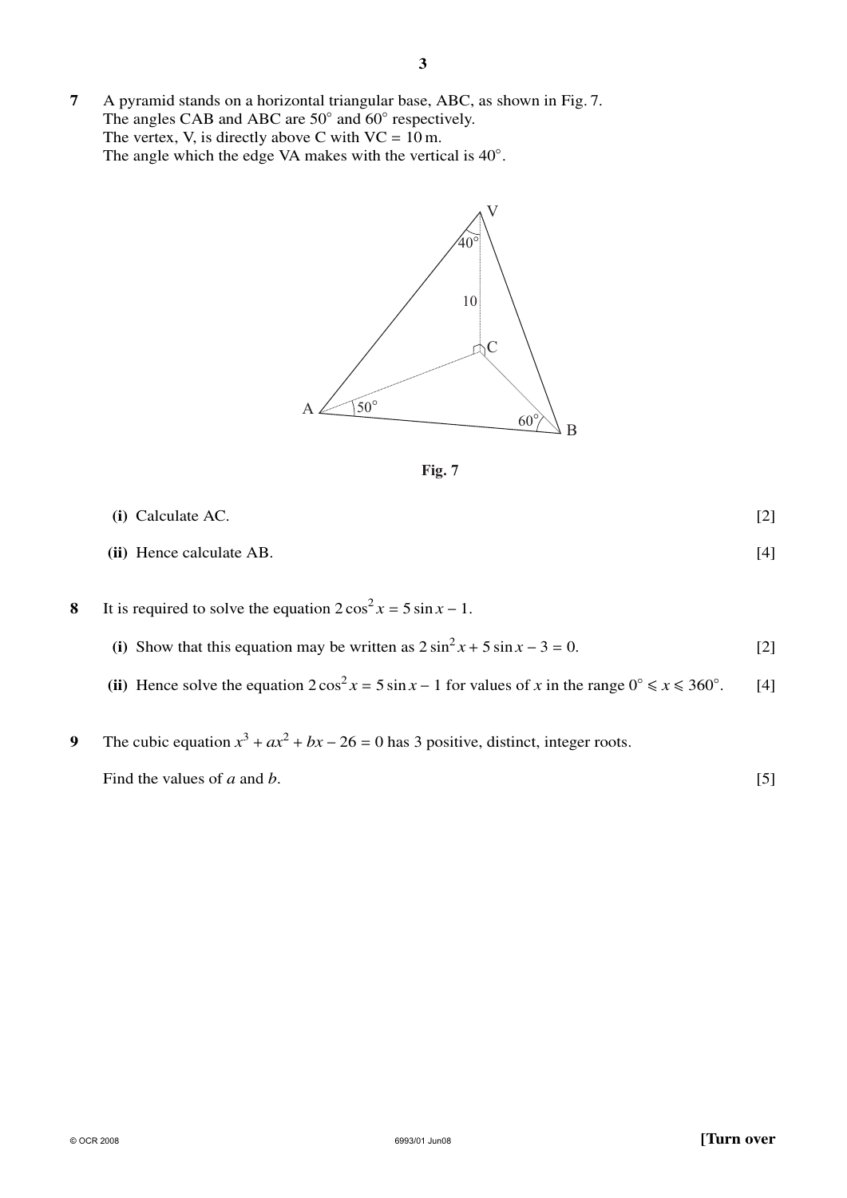**7** A pyramid stands on a horizontal triangular base, ABC, as shown in Fig. 7.
The angles CAB and ABC are $50^\circ$ and $60^\circ$ respectively.
The vertex, V, is directly above C with VC = 10 m.
The angle which the edge VA makes with the vertical is $40^\circ$.

**Fig. 7**

**(i)** Calculate AC. [2]

**(ii)** Hence calculate AB. [4]

**8** It is required to solve the equation $2\cos^2 x = 5\sin x - 1$.

**(i)** Show that this equation may be written as $2\sin^2 x + 5\sin x - 3 = 0$. [2]

**(ii)** Hence solve the equation $2\cos^2 x = 5\sin x - 1$ for values of $x$ in the range $0^\circ \leqslant x \leqslant 360^\circ$. [4]

**9** The cubic equation $x^3 + ax^2 + bx - 26 = 0$ has 3 positive, distinct, integer roots.

Find the values of $a$ and $b$. [5]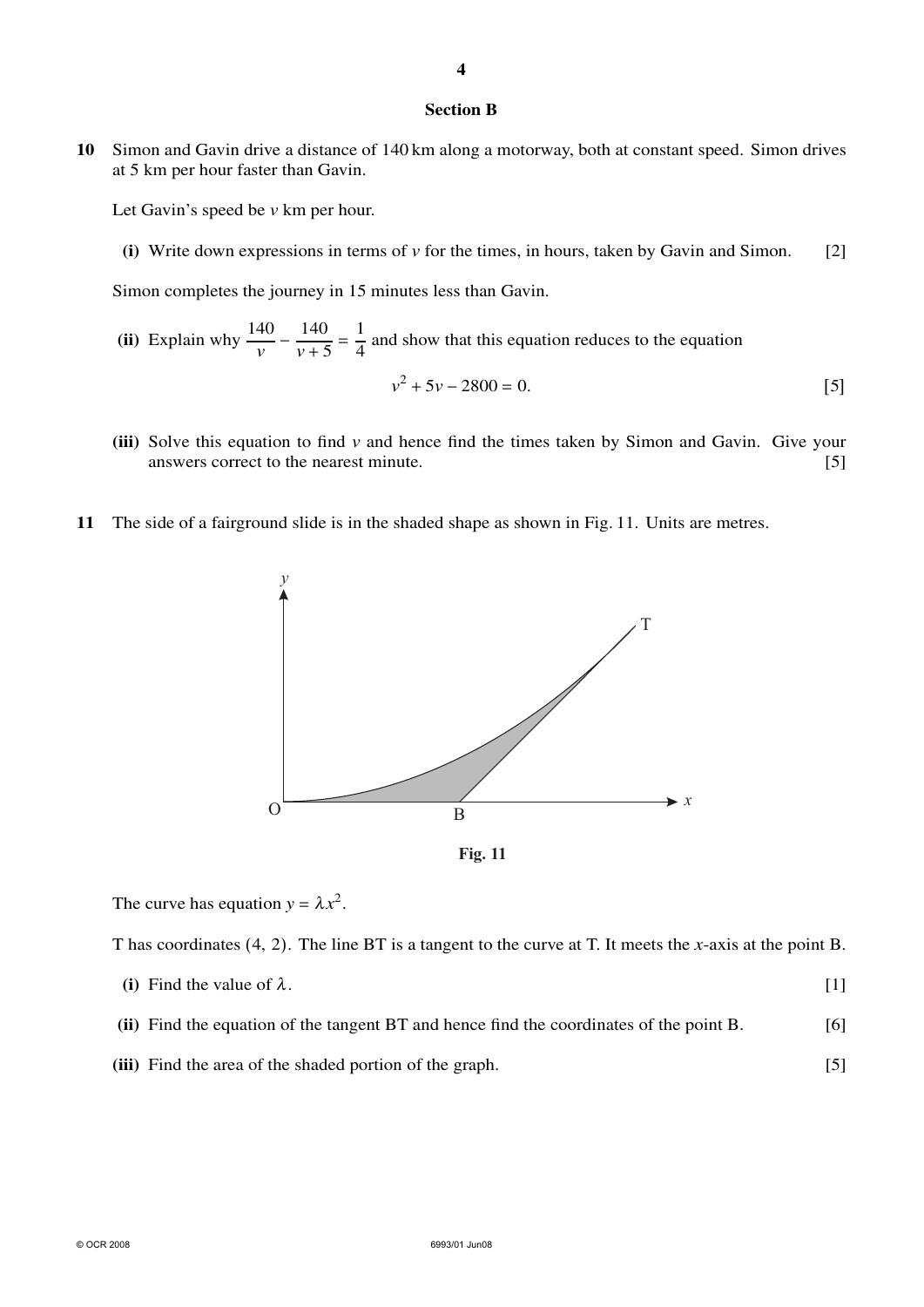## Section B

**10** Simon and Gavin drive a distance of 140 km along a motorway, both at constant speed. Simon drives at 5 km per hour faster than Gavin.

Let Gavin's speed be $v$ km per hour.

**(i)** Write down expressions in terms of $v$ for the times, in hours, taken by Gavin and Simon. [2]

Simon completes the journey in 15 minutes less than Gavin.

**(ii)** Explain why $\frac{140}{v} - \frac{140}{v+5} = \frac{1}{4}$ and show that this equation reduces to the equation

$$v^2 + 5v - 2800 = 0.$$ [5]

**(iii)** Solve this equation to find $v$ and hence find the times taken by Simon and Gavin. Give your answers correct to the nearest minute. [5]

**11** The side of a fairground slide is in the shaded shape as shown in Fig. 11. Units are metres.

**Fig. 11**

The curve has equation $y = \lambda x^2$.

T has coordinates $(4, 2)$. The line BT is a tangent to the curve at T. It meets the $x$-axis at the point B.

**(i)** Find the value of $\lambda$. [1]

**(ii)** Find the equation of the tangent BT and hence find the coordinates of the point B. [6]

**(iii)** Find the area of the shaded portion of the graph. [5]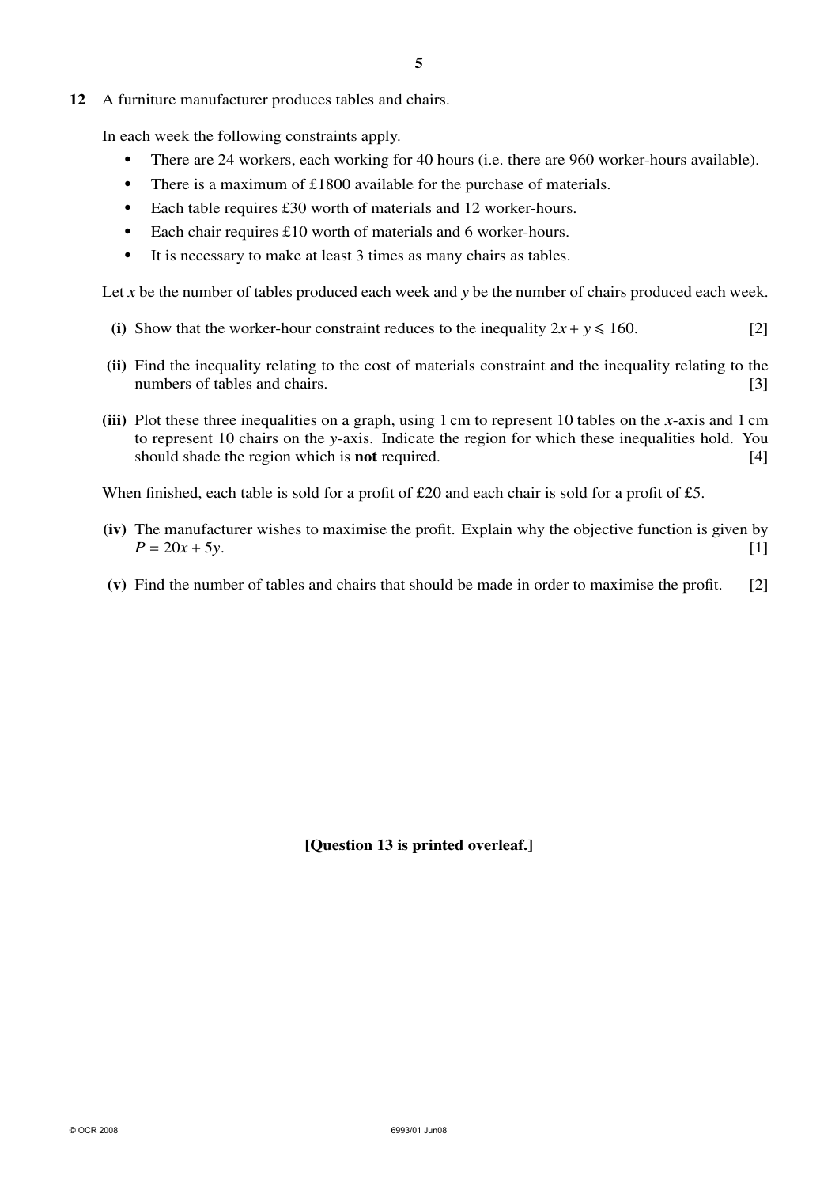**12** A furniture manufacturer produces tables and chairs.

In each week the following constraints apply.

- There are 24 workers, each working for 40 hours (i.e. there are 960 worker-hours available).
- There is a maximum of £1800 available for the purchase of materials.
- Each table requires £30 worth of materials and 12 worker-hours.
- Each chair requires £10 worth of materials and 6 worker-hours.
- It is necessary to make at least 3 times as many chairs as tables.

Let $x$ be the number of tables produced each week and $y$ be the number of chairs produced each week.

**(i)** Show that the worker-hour constraint reduces to the inequality $2x + y \leqslant 160$. [2]

**(ii)** Find the inequality relating to the cost of materials constraint and the inequality relating to the numbers of tables and chairs. [3]

**(iii)** Plot these three inequalities on a graph, using 1 cm to represent 10 tables on the $x$-axis and 1 cm to represent 10 chairs on the $y$-axis. Indicate the region for which these inequalities hold. You should shade the region which is **not** required. [4]

When finished, each table is sold for a profit of £20 and each chair is sold for a profit of £5.

**(iv)** The manufacturer wishes to maximise the profit. Explain why the objective function is given by $P = 20x + 5y$. [1]

**(v)** Find the number of tables and chairs that should be made in order to maximise the profit. [2]

**[Question 13 is printed overleaf.]**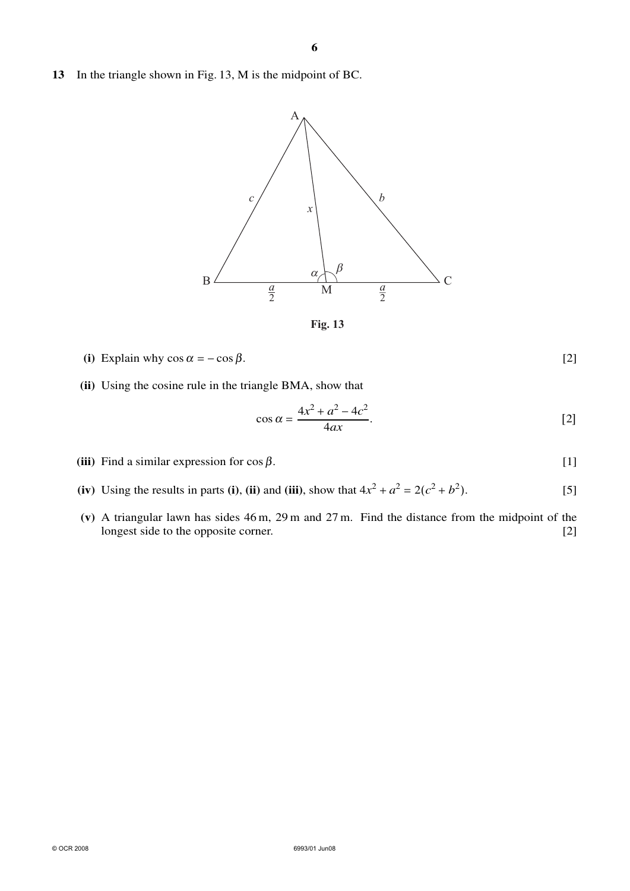**13** In the triangle shown in Fig. 13, M is the midpoint of BC.

**Fig. 13**

**(i)** Explain why $\cos\alpha = -\cos\beta$. [2]

**(ii)** Using the cosine rule in the triangle BMA, show that

$$\cos\alpha = \frac{4x^2 + a^2 - 4c^2}{4ax}.$$ [2]

**(iii)** Find a similar expression for $\cos\beta$. [1]

**(iv)** Using the results in parts **(i)**, **(ii)** and **(iii)**, show that $4x^2 + a^2 = 2(c^2 + b^2)$. [5]

**(v)** A triangular lawn has sides 46 m, 29 m and 27 m. Find the distance from the midpoint of the longest side to the opposite corner. [2]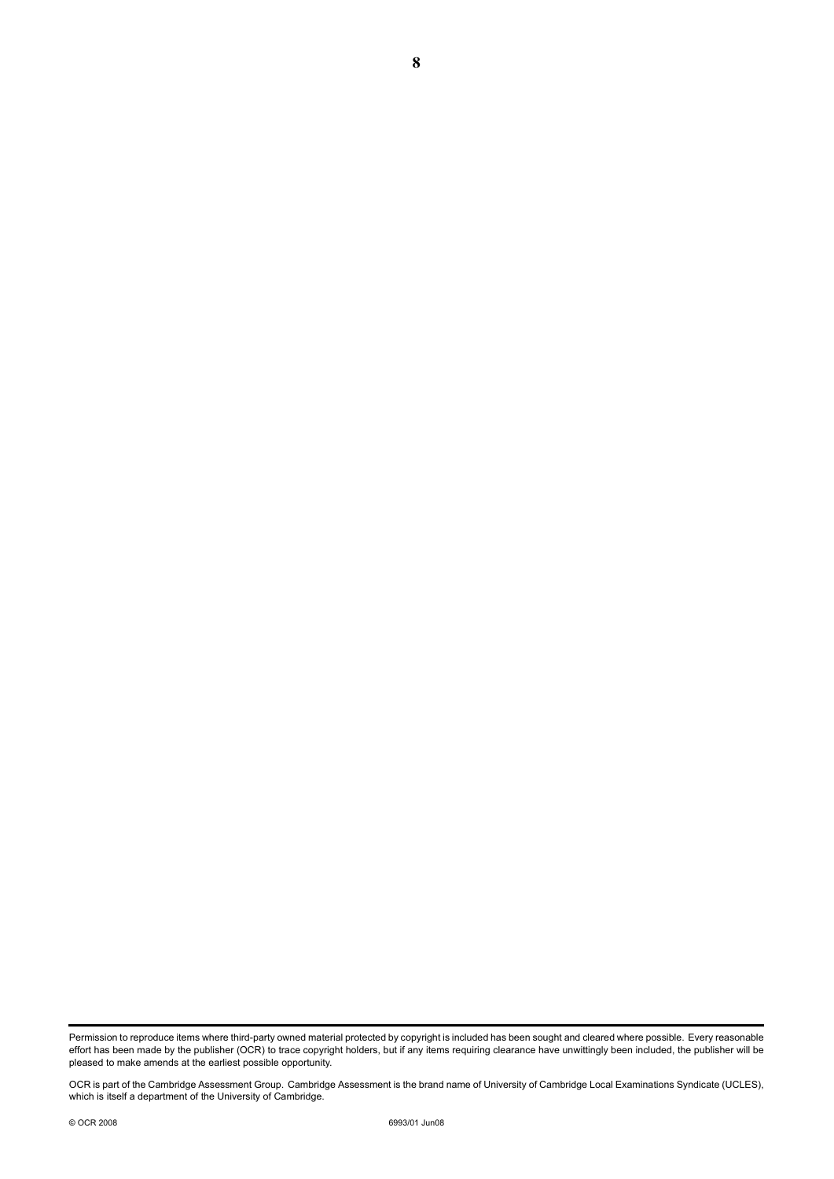Permission to reproduce items where third-party owned material protected by copyright is included has been sought and cleared where possible. Every reasonable effort has been made by the publisher (OCR) to trace copyright holders, but if any items requiring clearance have unwittingly been included, the publisher will be pleased to make amends at the earliest possible opportunity.

OCR is part of the Cambridge Assessment Group. Cambridge Assessment is the brand name of University of Cambridge Local Examinations Syndicate (UCLES), which is itself a department of the University of Cambridge.

© OCR 2008 6993/01 Jun08